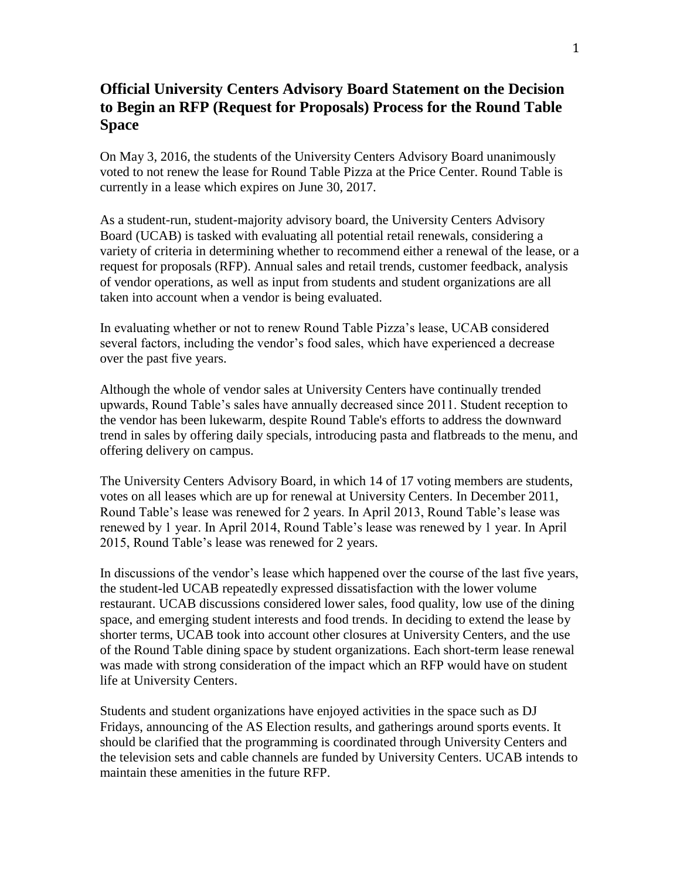## Official University Centers Advisory Board Statement on the Decision to Begin an RFP (Request for Proposals) Process for the Round Table Space

On May 3, 2016, the students of the University Centers Advisory Board unanimously voted to not renew the lease for Round Table Pizza at the Price Center. Round Table is currently in a lease which expires on June 30, 2017.

As a student-run, student-majority advisory board, the University Centers Advisory Board (UCAB) is tasked with evaluating all potential retail renewals, considering a variety of criteria in determining whether to recommend either a renewal of the lease, or a request for proposals (RFP). Annual sales and retail trends, customer feedback, analysis of vendor operations, as well as input from students and student organizations are all taken into account when a vendor is being evaluated.

In evaluating whether or not to renew Round Table Pizza's lease, UCAB considered several factors, including the vendor's food sales, which have experienced a decrease over the past five years.

Although the whole of vendor sales at University Centers have continually trended upwards, Round Table's sales have annually decreased since 2011. Student reception to the vendor has been lukewarm, despite Round Table's efforts to address the downward trend in sales by offering daily specials, introducing pasta and flatbreads to the menu, and offering delivery on campus.

The University Centers Advisory Board, in which 14 of 17 voting members are students, votes on all leases which are up for renewal at University Centers. In December 2011, Round Table's lease was renewed for 2 years. In April 2013, Round Table's lease was renewed by 1 year. In April 2014, Round Table's lease was renewed by 1 year. In April 2015, Round Table's lease was renewed for 2 years.

In discussions of the vendor's lease which happened over the course of the last five years, the student-led UCAB repeatedly expressed dissatisfaction with the lower volume restaurant. UCAB discussions considered lower sales, food quality, low use of the dining space, and emerging student interests and food trends. In deciding to extend the lease by shorter terms, UCAB took into account other closures at University Centers, and the use of the Round Table dining space by student organizations. Each short-term lease renewal was made with strong consideration of the impact which an RFP would have on student life at University Centers.

Students and student organizations have enjoyed activities in the space such as DJ Fridays, announcing of the AS Election results, and gatherings around sports events. It should be clarified that the programming is coordinated through University Centers and the television sets and cable channels are funded by University Centers. UCAB intends to maintain these amenities in the future RFP.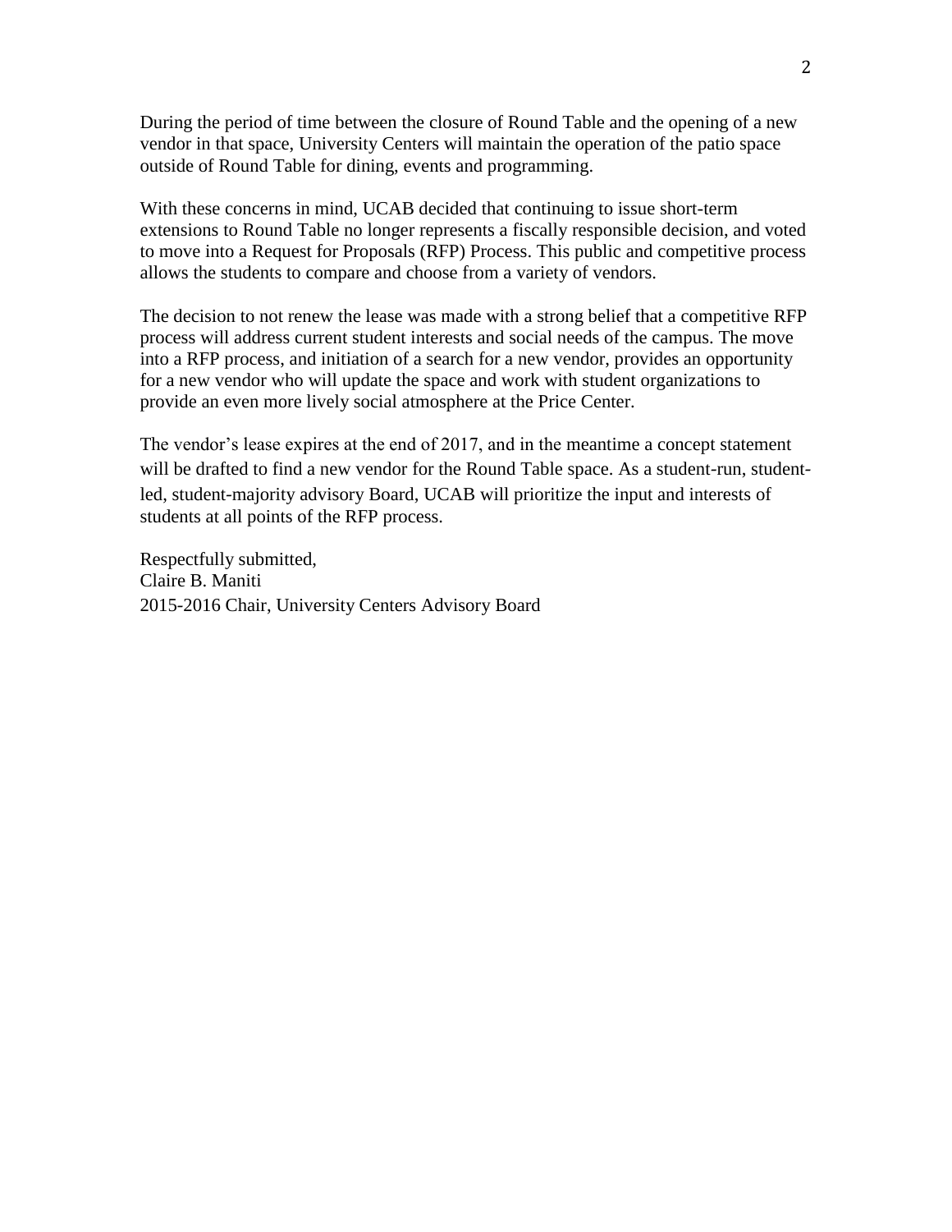During the period of time between the closure of Round Table and the opening of a new vendor in that space, University Centers will maintain the operation of the patio space outside of Round Table for dining, events and programming.

With these concerns in mind, UCAB decided that continuing to issue short-term extensions to Round Table no longer represents a fiscally responsible decision, and voted to move into a Request for Proposals (RFP) Process. This public and competitive process allows the students to compare and choose from a variety of vendors.

The decision to not renew the lease was made with a strong belief that a competitive RFP process will address current student interests and social needs of the campus. The move into a RFP process, and initiation of a search for a new vendor, provides an opportunity for a new vendor who will update the space and work with student organizations to provide an even more lively social atmosphere at the Price Center.

The vendor's lease expires at the end of 2017, and in the meantime a concept statement will be drafted to find a new vendor for the Round Table space. As a student-run, student-led, student-majority advisory Board, UCAB will prioritize the input and interests of students at all points of the RFP process.

Respectfully submitted,
Claire B. Maniti
2015-2016 Chair, University Centers Advisory Board